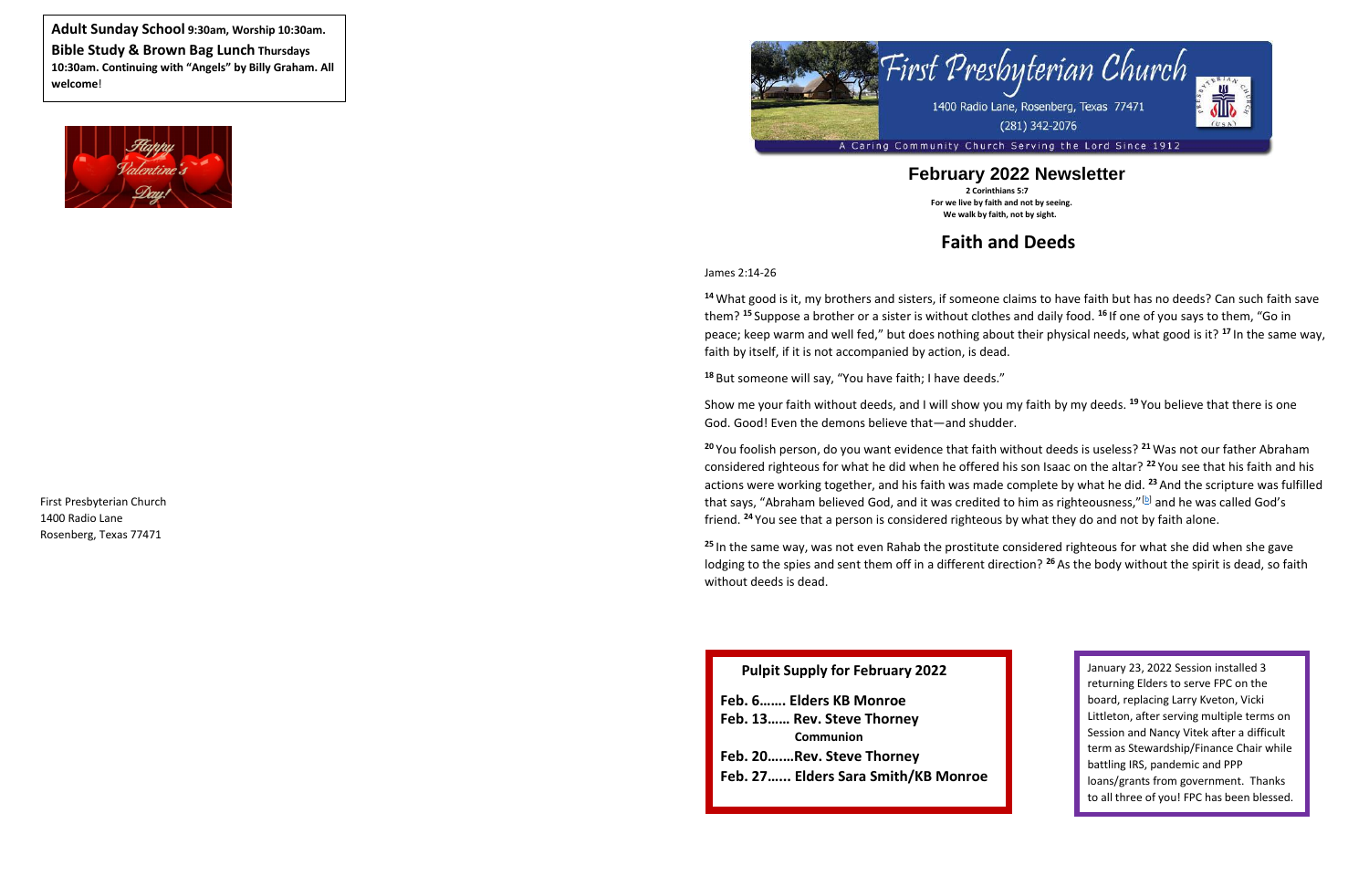**Adult Sunday School** **9:30am, Worship 10:30am.**
**Bible Study & Brown Bag Lunch** **Thursdays 10:30am. Continuing with "Angels" by Billy Graham. All welcome!**

First Presbyterian Church
1400 Radio Lane
Rosenberg, Texas 77471

First Presbyterian Church
1400 Radio Lane, Rosenberg, Texas 77471
(281) 342-2076
A Caring Community Church Serving the Lord Since 1912

# February 2022 Newsletter

**2 Corinthians 5:7**
**For we live by faith and not by seeing.**
**We walk by faith, not by sight.**

## Faith and Deeds

James 2:14-26

[14] What good is it, my brothers and sisters, if someone claims to have faith but has no deeds? Can such faith save them? [15] Suppose a brother or a sister is without clothes and daily food. [16] If one of you says to them, "Go in peace; keep warm and well fed," but does nothing about their physical needs, what good is it? [17] In the same way, faith by itself, if it is not accompanied by action, is dead.

[18] But someone will say, "You have faith; I have deeds."

Show me your faith without deeds, and I will show you my faith by my deeds. [19] You believe that there is one God. Good! Even the demons believe that—and shudder.

[20] You foolish person, do you want evidence that faith without deeds is useless? [21] Was not our father Abraham considered righteous for what he did when he offered his son Isaac on the altar? [22] You see that his faith and his actions were working together, and his faith was made complete by what he did. [23] And the scripture was fulfilled that says, "Abraham believed God, and it was credited to him as righteousness,"[b] and he was called God's friend. [24] You see that a person is considered righteous by what they do and not by faith alone.

[25] In the same way, was not even Rahab the prostitute considered righteous for what she did when she gave lodging to the spies and sent them off in a different direction? [26] As the body without the spirit is dead, so faith without deeds is dead.

**Pulpit Supply for February 2022**

**Feb. 6……. Elders KB Monroe**
**Feb. 13…… Rev. Steve Thorney**
**Communion**
**Feb. 20…….Rev. Steve Thorney**
**Feb. 27…... Elders Sara Smith/KB Monroe**

January 23, 2022 Session installed 3 returning Elders to serve FPC on the board, replacing Larry Kveton, Vicki Littleton, after serving multiple terms on Session and Nancy Vitek after a difficult term as Stewardship/Finance Chair while battling IRS, pandemic and PPP loans/grants from government. Thanks to all three of you! FPC has been blessed.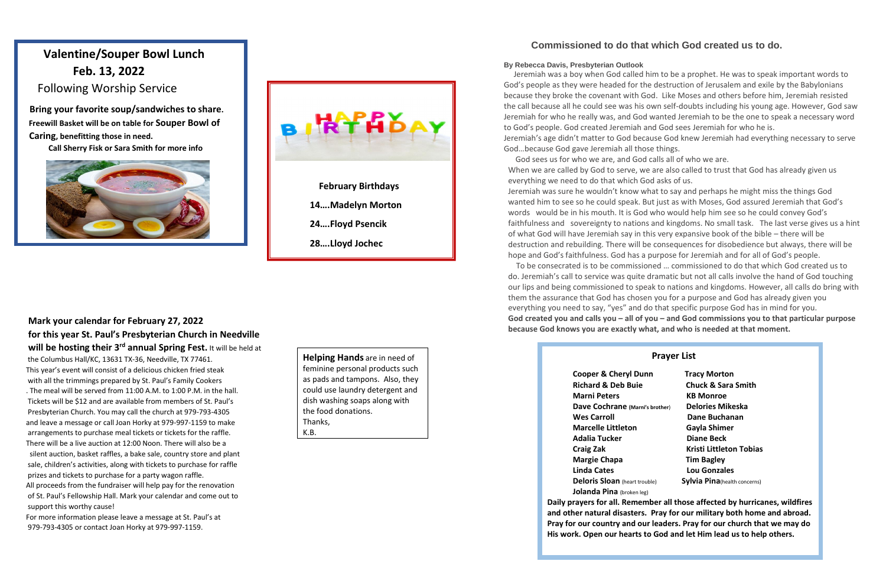## Valentine/Souper Bowl Lunch

**Feb. 13, 2022**

Following Worship Service

**Bring your favorite soup/sandwiches to share.**
**Freewill Basket will be on table for Souper Bowl of Caring, benefitting those in need.**
**Call Sherry Fisk or Sara Smith for more info**

**February Birthdays**

**14….Madelyn Morton**

**24….Floyd Psencik**

**28….Lloyd Jochec**

**Mark your calendar for February 27, 2022 for this year St. Paul's Presbyterian Church in Needville will be hosting their 3rd annual Spring Fest.** It will be held at the Columbus Hall/KC, 13631 TX-36, Needville, TX 77461.

This year's event will consist of a delicious chicken fried steak with all the trimmings prepared by St. Paul's Family Cookers . The meal will be served from 11:00 A.M. to 1:00 P.M. in the hall. Tickets will be $12 and are available from members of St. Paul's Presbyterian Church. You may call the church at 979-793-4305 and leave a message or call Joan Horky at 979-997-1159 to make arrangements to purchase meal tickets or tickets for the raffle.

There will be a live auction at 12:00 Noon. There will also be a silent auction, basket raffles, a bake sale, country store and plant sale, children's activities, along with tickets to purchase for raffle prizes and tickets to purchase for a party wagon raffle.

All proceeds from the fundraiser will help pay for the renovation of St. Paul's Fellowship Hall. Mark your calendar and come out to support this worthy cause!

For more information please leave a message at St. Paul's at 979-793-4305 or contact Joan Horky at 979-997-1159.

**Helping Hands** are in need of feminine personal products such as pads and tampons. Also, they could use laundry detergent and dish washing soaps along with the food donations.
Thanks,
K.B.

## Commissioned to do that which God created us to do.

**By Rebecca Davis, Presbyterian Outlook**

Jeremiah was a boy when God called him to be a prophet. He was to speak important words to God's people as they were headed for the destruction of Jerusalem and exile by the Babylonians because they broke the covenant with God. Like Moses and others before him, Jeremiah resisted the call because all he could see was his own self-doubts including his young age. However, God saw Jeremiah for who he really was, and God wanted Jeremiah to be the one to speak a necessary word to God's people. God created Jeremiah and God sees Jeremiah for who he is.

Jeremiah's age didn't matter to God because God knew Jeremiah had everything necessary to serve God…because God gave Jeremiah all those things.

God sees us for who we are, and God calls all of who we are.

When we are called by God to serve, we are also called to trust that God has already given us everything we need to do that which God asks of us.

Jeremiah was sure he wouldn't know what to say and perhaps he might miss the things God wanted him to see so he could speak. But just as with Moses, God assured Jeremiah that God's words would be in his mouth. It is God who would help him see so he could convey God's faithfulness and sovereignty to nations and kingdoms. No small task. The last verse gives us a hint of what God will have Jeremiah say in this very expansive book of the bible – there will be destruction and rebuilding. There will be consequences for disobedience but always, there will be hope and God's faithfulness. God has a purpose for Jeremiah and for all of God's people.

To be consecrated is to be commissioned … commissioned to do that which God created us to do. Jeremiah's call to service was quite dramatic but not all calls involve the hand of God touching our lips and being commissioned to speak to nations and kingdoms. However, all calls do bring with them the assurance that God has chosen you for a purpose and God has already given you everything you need to say, "yes" and do that specific purpose God has in mind for you.

**God created you and calls you – all of you – and God commissions you to that particular purpose because God knows you are exactly what, and who is needed at that moment.**

### Prayer List

| | |
|---|---|
| **Cooper & Cheryl Dunn** | **Tracy Morton** |
| **Richard & Deb Buie** | **Chuck & Sara Smith** |
| **Marni Peters** | **KB Monroe** |
| **Dave Cochrane** (Marni's brother) | **Delories Mikeska** |
| **Wes Carroll** | **Dane Buchanan** |
| **Marcelle Littleton** | **Gayla Shimer** |
| **Adalia Tucker** | **Diane Beck** |
| **Craig Zak** | **Kristi Littleton Tobias** |
| **Margie Chapa** | **Tim Bagley** |
| **Linda Cates** | **Lou Gonzales** |
| **Deloris Sloan** (heart trouble) | **Sylvia Pina** (health concerns) |
| **Jolanda Pina** (broken leg) | |

**Daily prayers for all. Remember all those affected by hurricanes, wildfires and other natural disasters. Pray for our military both home and abroad. Pray for our country and our leaders. Pray for our church that we may do His work. Open our hearts to God and let Him lead us to help others.**